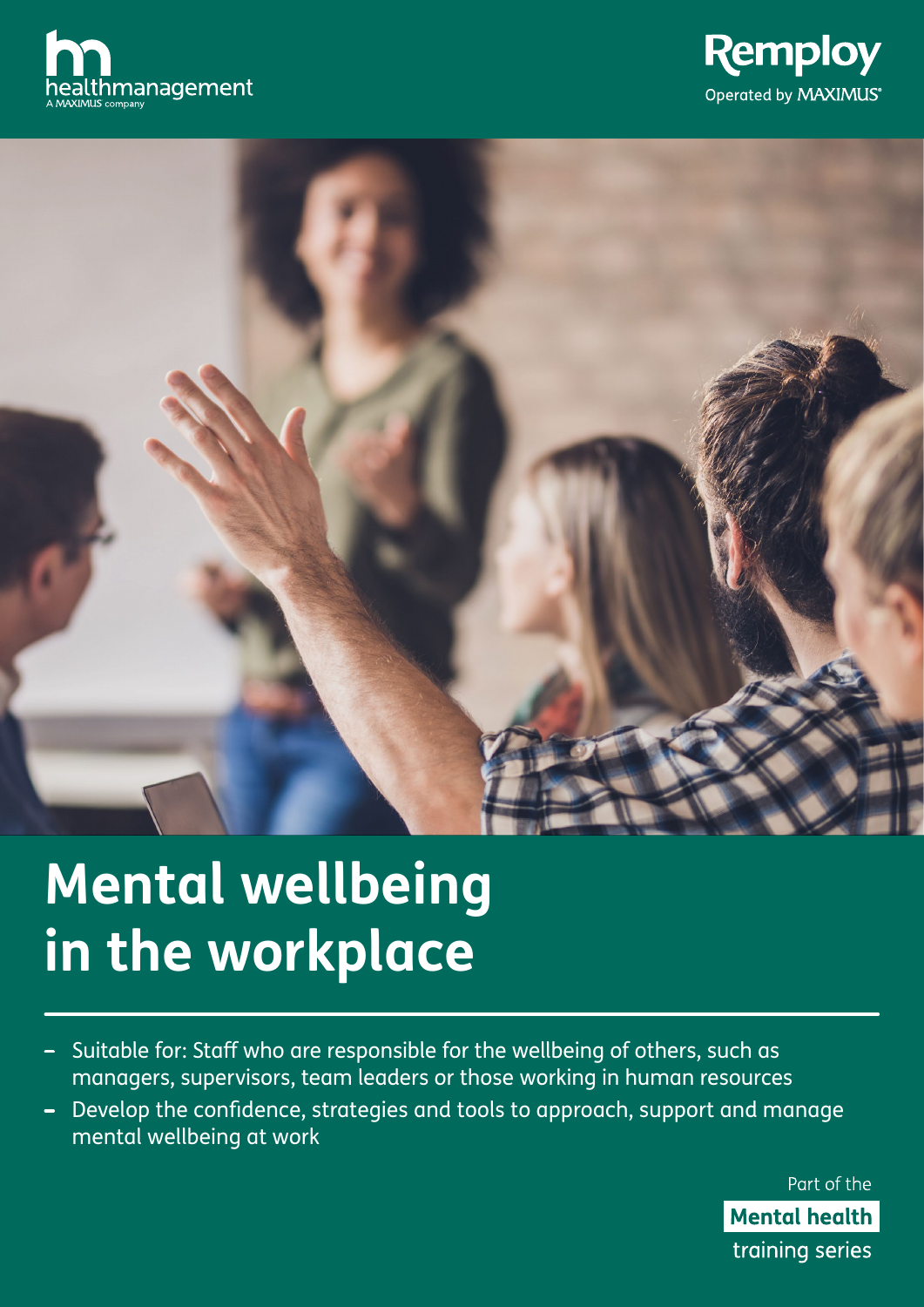healthmanagement
A MAXIMUS company

Remploy
Operated by MAXIMUS

# Mental wellbeing in the workplace

- Suitable for: Staff who are responsible for the wellbeing of others, such as managers, supervisors, team leaders or those working in human resources
- Develop the confidence, strategies and tools to approach, support and manage mental wellbeing at work

Part of the **Mental health** training series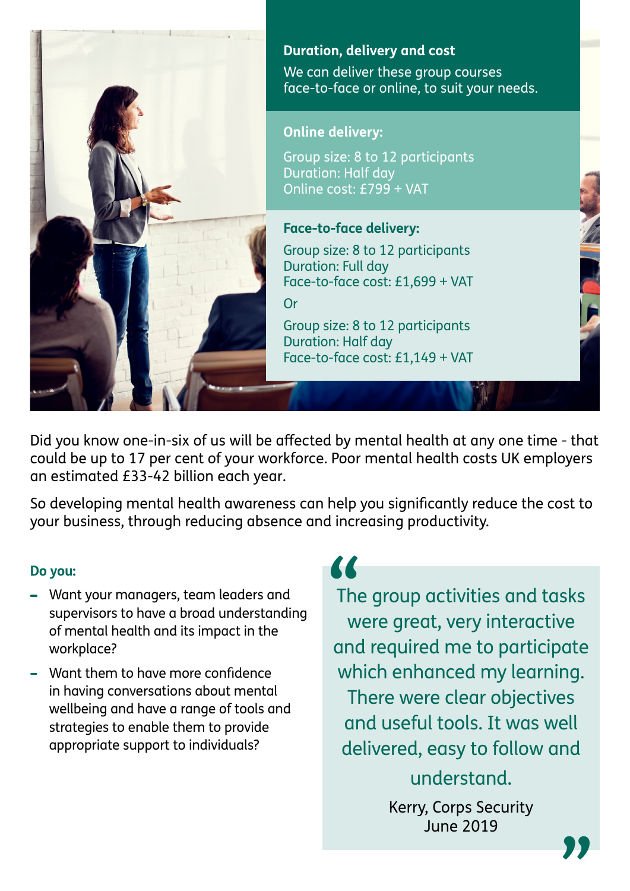## Duration, delivery and cost

We can deliver these group courses face-to-face or online, to suit your needs.

**Online delivery:**

Group size: 8 to 12 participants
Duration: Half day
Online cost: £799 + VAT

**Face-to-face delivery:**

Group size: 8 to 12 participants
Duration: Full day
Face-to-face cost: £1,699 + VAT

Or

Group size: 8 to 12 participants
Duration: Half day
Face-to-face cost: £1,149 + VAT

Did you know one-in-six of us will be affected by mental health at any one time - that could be up to 17 per cent of your workforce. Poor mental health costs UK employers an estimated £33-42 billion each year.

So developing mental health awareness can help you significantly reduce the cost to your business, through reducing absence and increasing productivity.

**Do you:**

- Want your managers, team leaders and supervisors to have a broad understanding of mental health and its impact in the workplace?
- Want them to have more confidence in having conversations about mental wellbeing and have a range of tools and strategies to enable them to provide appropriate support to individuals?

> "The group activities and tasks were great, very interactive and required me to participate which enhanced my learning. There were clear objectives and useful tools. It was well delivered, easy to follow and understand."
>
> Kerry, Corps Security
> June 2019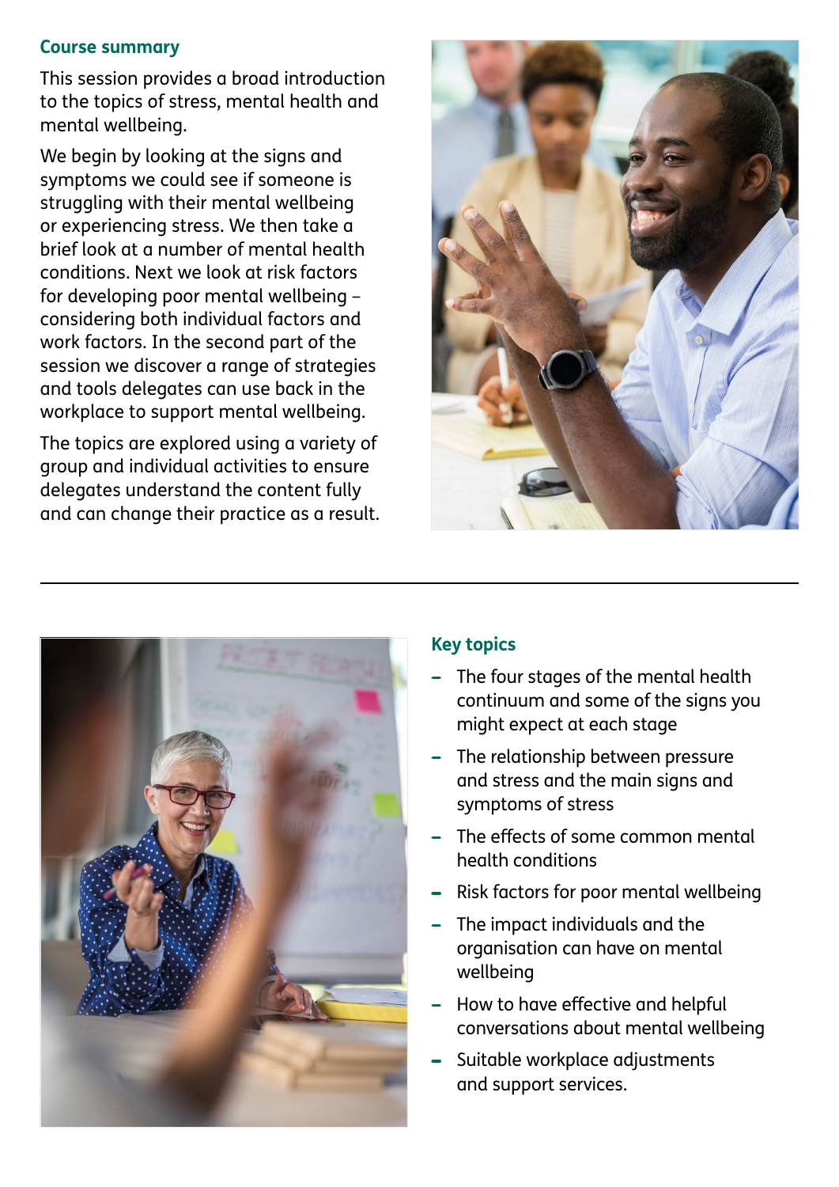## Course summary

This session provides a broad introduction to the topics of stress, mental health and mental wellbeing.

We begin by looking at the signs and symptoms we could see if someone is struggling with their mental wellbeing or experiencing stress. We then take a brief look at a number of mental health conditions. Next we look at risk factors for developing poor mental wellbeing – considering both individual factors and work factors. In the second part of the session we discover a range of strategies and tools delegates can use back in the workplace to support mental wellbeing.

The topics are explored using a variety of group and individual activities to ensure delegates understand the content fully and can change their practice as a result.

---

## Key topics

- The four stages of the mental health continuum and some of the signs you might expect at each stage
- The relationship between pressure and stress and the main signs and symptoms of stress
- The effects of some common mental health conditions
- Risk factors for poor mental wellbeing
- The impact individuals and the organisation can have on mental wellbeing
- How to have effective and helpful conversations about mental wellbeing
- Suitable workplace adjustments and support services.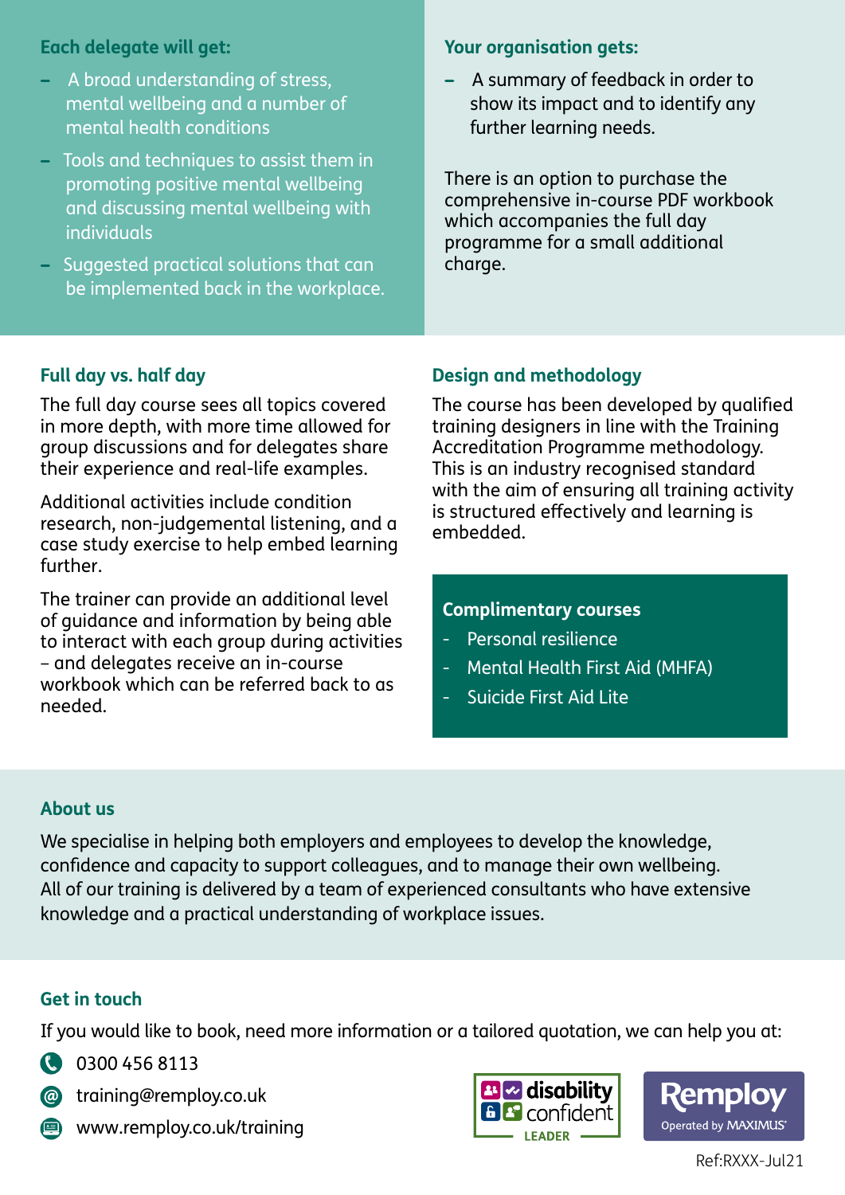### Each delegate will get:

- A broad understanding of stress, mental wellbeing and a number of mental health conditions
- Tools and techniques to assist them in promoting positive mental wellbeing and discussing mental wellbeing with individuals
- Suggested practical solutions that can be implemented back in the workplace.

### Your organisation gets:

- A summary of feedback in order to show its impact and to identify any further learning needs.

There is an option to purchase the comprehensive in-course PDF workbook which accompanies the full day programme for a small additional charge.

### Full day vs. half day

The full day course sees all topics covered in more depth, with more time allowed for group discussions and for delegates share their experience and real-life examples.

Additional activities include condition research, non-judgemental listening, and a case study exercise to help embed learning further.

The trainer can provide an additional level of guidance and information by being able to interact with each group during activities – and delegates receive an in-course workbook which can be referred back to as needed.

### Design and methodology

The course has been developed by qualified training designers in line with the Training Accreditation Programme methodology. This is an industry recognised standard with the aim of ensuring all training activity is structured effectively and learning is embedded.

### Complimentary courses

- Personal resilience
- Mental Health First Aid (MHFA)
- Suicide First Aid Lite

### About us

We specialise in helping both employers and employees to develop the knowledge, confidence and capacity to support colleagues, and to manage their own wellbeing. All of our training is delivered by a team of experienced consultants who have extensive knowledge and a practical understanding of workplace issues.

### Get in touch

If you would like to book, need more information or a tailored quotation, we can help you at:

- 0300 456 8113
- training@remploy.co.uk
- www.remploy.co.uk/training

disability confident LEADER

Remploy Operated by MAXIMUS

Ref:RXXX-Jul21